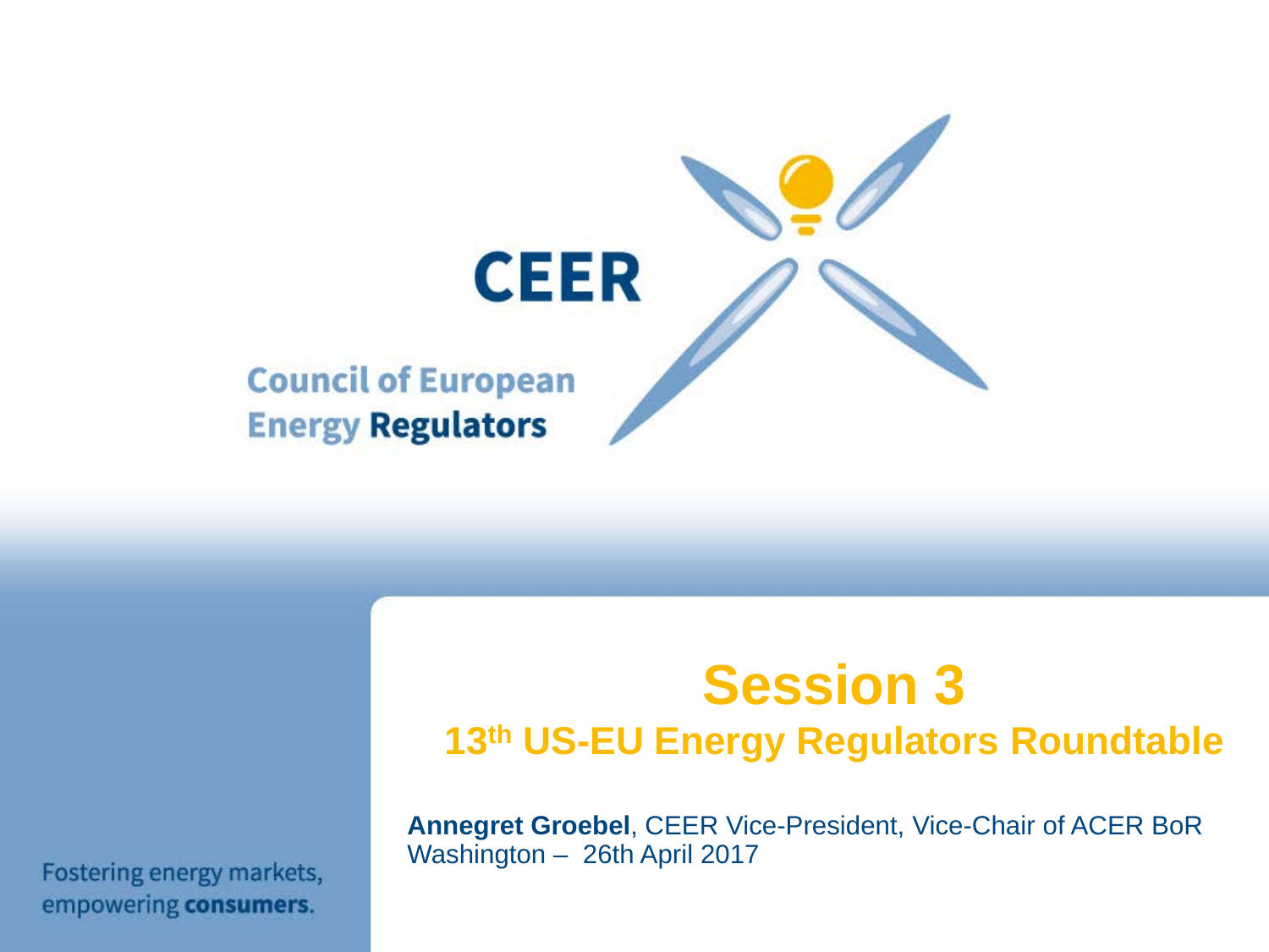# CEER

**Council of European Energy Regulators**

# Session 3

## 13th US-EU Energy Regulators Roundtable

**Annegret Groebel**, CEER Vice-President, Vice-Chair of ACER BoR
Washington – 26th April 2017

Fostering energy markets, empowering **consumers**.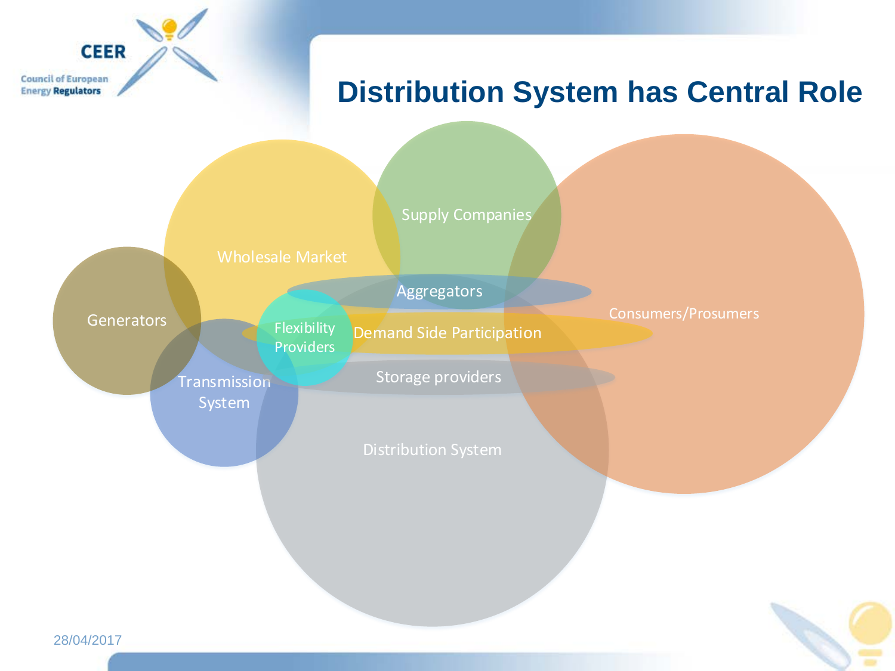# Distribution System has Central Role

Generators

Wholesale Market

Supply Companies

Consumers/Prosumers

Aggregators

Flexibility Providers

Demand Side Participation

Storage providers

Transmission System

Distribution System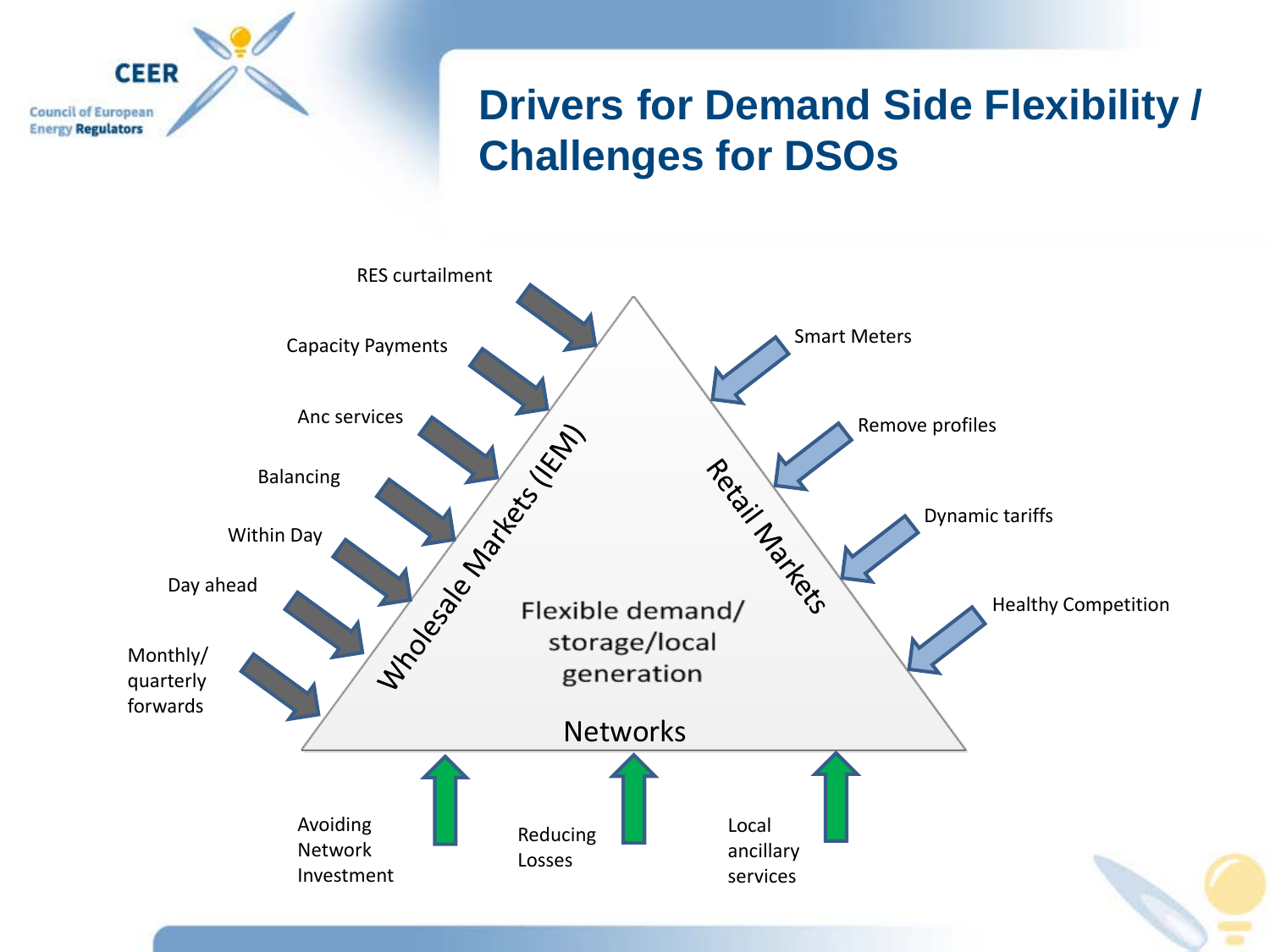# Drivers for Demand Side Flexibility / Challenges for DSOs

**Wholesale Markets (IEM)**

- RES curtailment
- Capacity Payments
- Anc services
- Balancing
- Within Day
- Day ahead
- Monthly/ quarterly forwards

**Retail Markets**

- Smart Meters
- Remove profiles
- Dynamic tariffs
- Healthy Competition

**Flexible demand/ storage/local generation**

**Networks**

- Avoiding Network Investment
- Reducing Losses
- Local ancillary services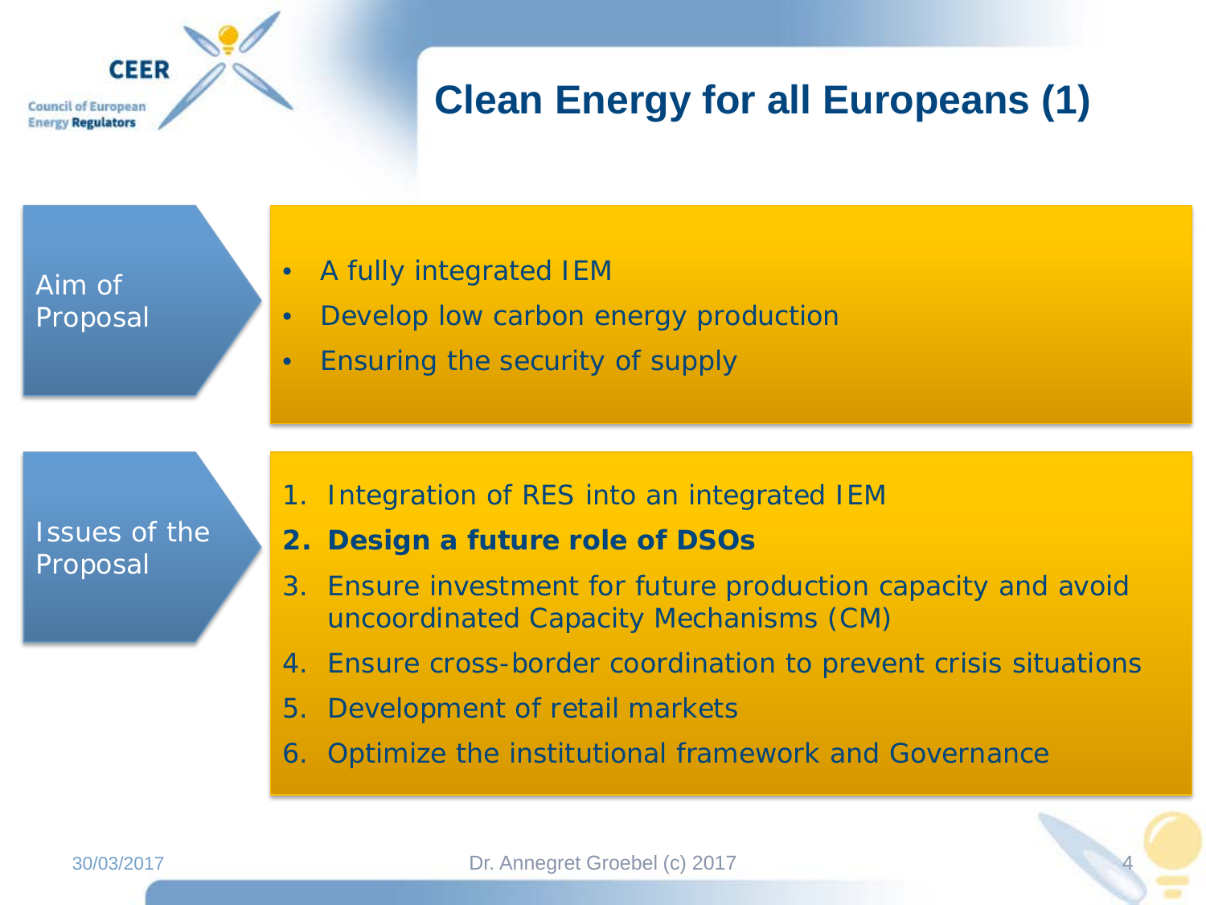# Clean Energy for all Europeans (1)

**Aim of Proposal**

- A fully integrated IEM
- Develop low carbon energy production
- Ensuring the security of supply

**Issues of the Proposal**

1. Integration of RES into an integrated IEM
2. **Design a future role of DSOs**
3. Ensure investment for future production capacity and avoid uncoordinated Capacity Mechanisms (CM)
4. Ensure cross-border coordination to prevent crisis situations
5. Development of retail markets
6. Optimize the institutional framework and Governance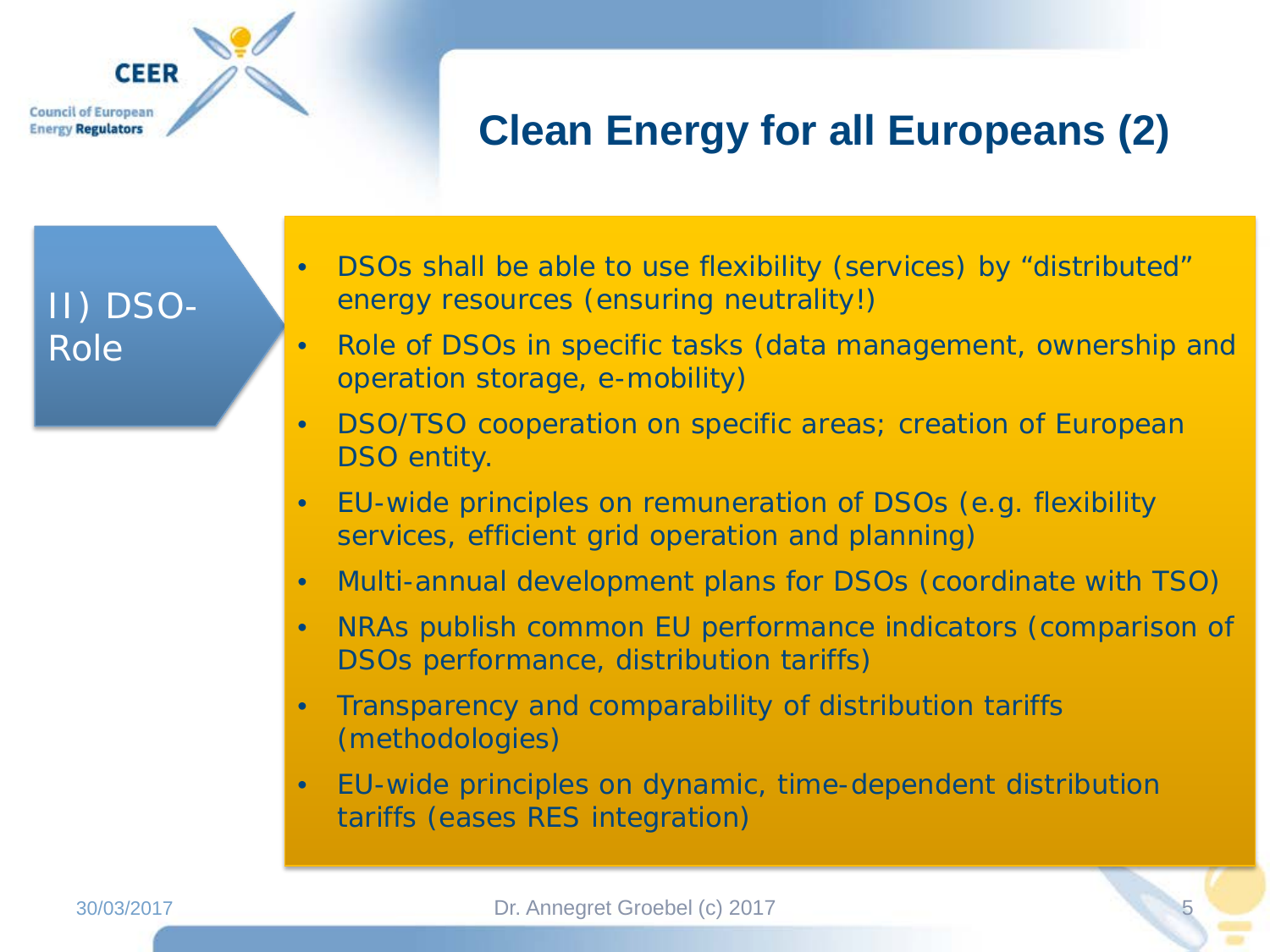# Clean Energy for all Europeans (2)

## II) DSO-Role

- DSOs shall be able to use flexibility (services) by "distributed" energy resources (ensuring neutrality!)
- Role of DSOs in specific tasks (data management, ownership and operation storage, e-mobility)
- DSO/TSO cooperation on specific areas; creation of European DSO entity.
- EU-wide principles on remuneration of DSOs (e.g. flexibility services, efficient grid operation and planning)
- Multi-annual development plans for DSOs (coordinate with TSO)
- NRAs publish common EU performance indicators (comparison of DSOs performance, distribution tariffs)
- Transparency and comparability of distribution tariffs (methodologies)
- EU-wide principles on dynamic, time-dependent distribution tariffs (eases RES integration)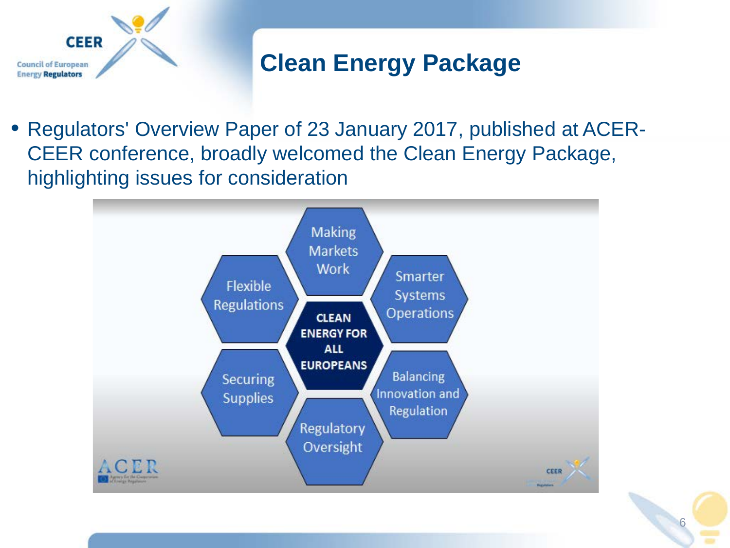# Clean Energy Package

- Regulators' Overview Paper of 23 January 2017, published at ACER-CEER conference, broadly welcomed the Clean Energy Package, highlighting issues for consideration

**CLEAN ENERGY FOR ALL EUROPEANS**

- Making Markets Work
- Smarter Systems Operations
- Balancing Innovation and Regulation
- Regulatory Oversight
- Securing Supplies
- Flexible Regulations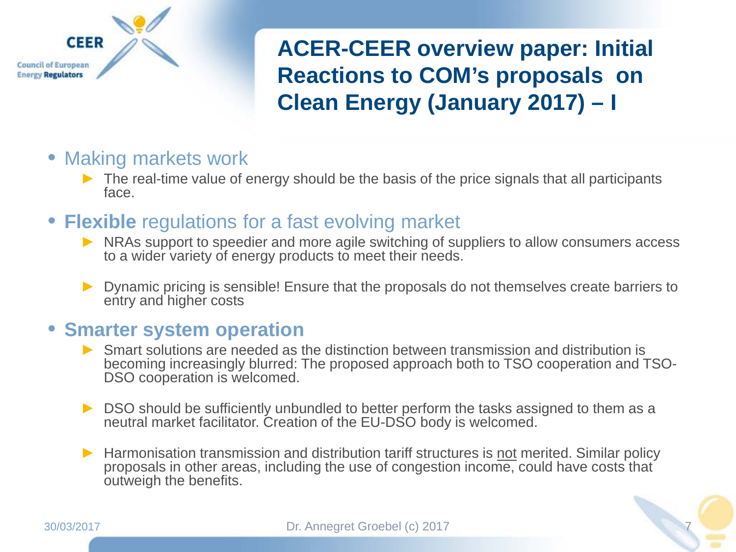# ACER-CEER overview paper: Initial Reactions to COM's proposals on Clean Energy (January 2017) – I

- Making markets work
  - The real-time value of energy should be the basis of the price signals that all participants face.
- **Flexible** regulations for a fast evolving market
  - NRAs support to speedier and more agile switching of suppliers to allow consumers access to a wider variety of energy products to meet their needs.
  - Dynamic pricing is sensible! Ensure that the proposals do not themselves create barriers to entry and higher costs
- **Smarter system operation**
  - Smart solutions are needed as the distinction between transmission and distribution is becoming increasingly blurred: The proposed approach both to TSO cooperation and TSO-DSO cooperation is welcomed.
  - DSO should be sufficiently unbundled to better perform the tasks assigned to them as a neutral market facilitator. Creation of the EU-DSO body is welcomed.
  - Harmonisation transmission and distribution tariff structures is <u>not</u> merited. Similar policy proposals in other areas, including the use of congestion income, could have costs that outweigh the benefits.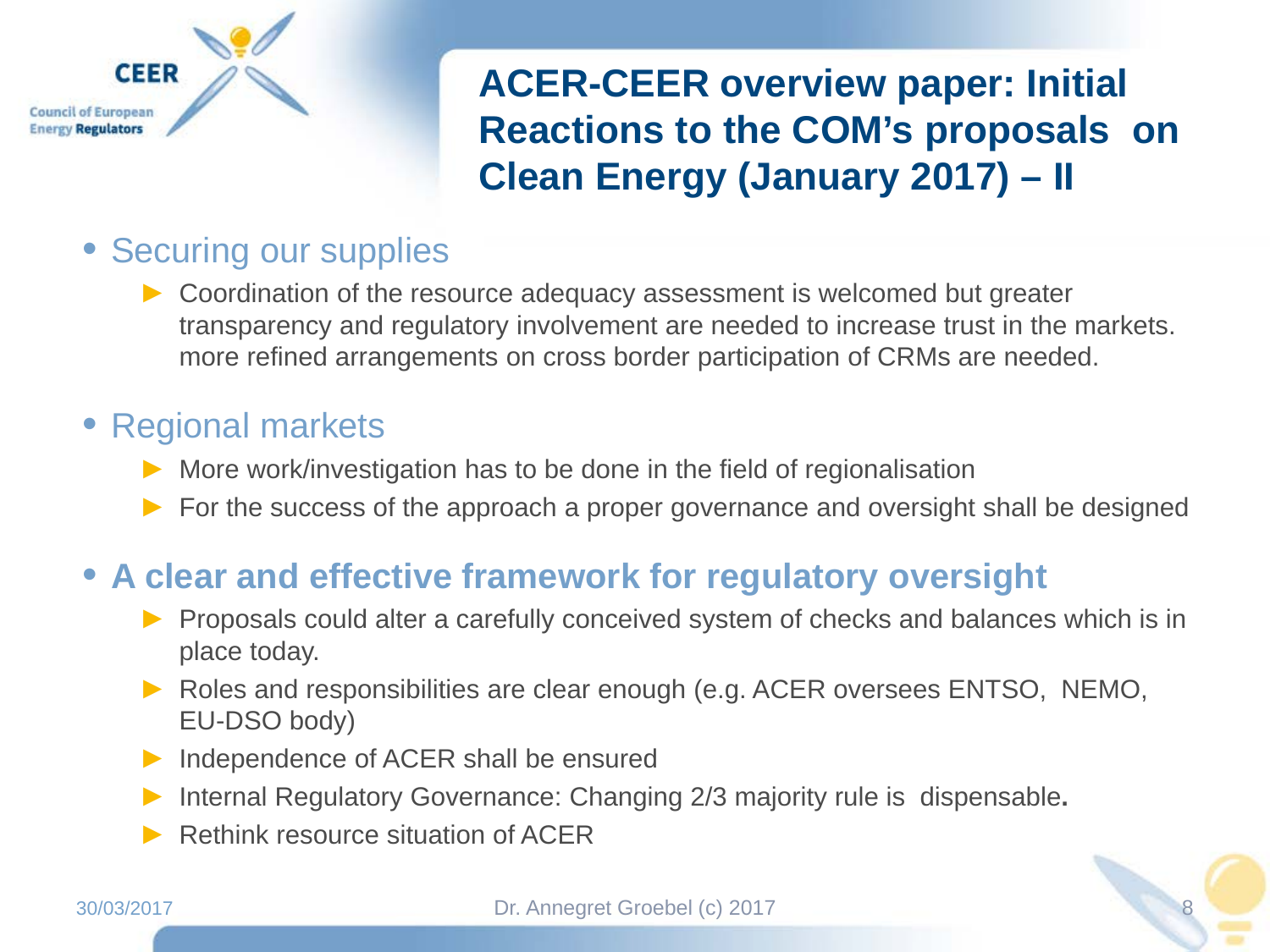# ACER-CEER overview paper: Initial Reactions to the COM's proposals on Clean Energy (January 2017) – II

- Securing our supplies
  - Coordination of the resource adequacy assessment is welcomed but greater transparency and regulatory involvement are needed to increase trust in the markets. more refined arrangements on cross border participation of CRMs are needed.
- Regional markets
  - More work/investigation has to be done in the field of regionalisation
  - For the success of the approach a proper governance and oversight shall be designed
- **A clear and effective framework for regulatory oversight**
  - Proposals could alter a carefully conceived system of checks and balances which is in place today.
  - Roles and responsibilities are clear enough (e.g. ACER oversees ENTSO, NEMO, EU-DSO body)
  - Independence of ACER shall be ensured
  - Internal Regulatory Governance: Changing 2/3 majority rule is dispensable**.**
  - Rethink resource situation of ACER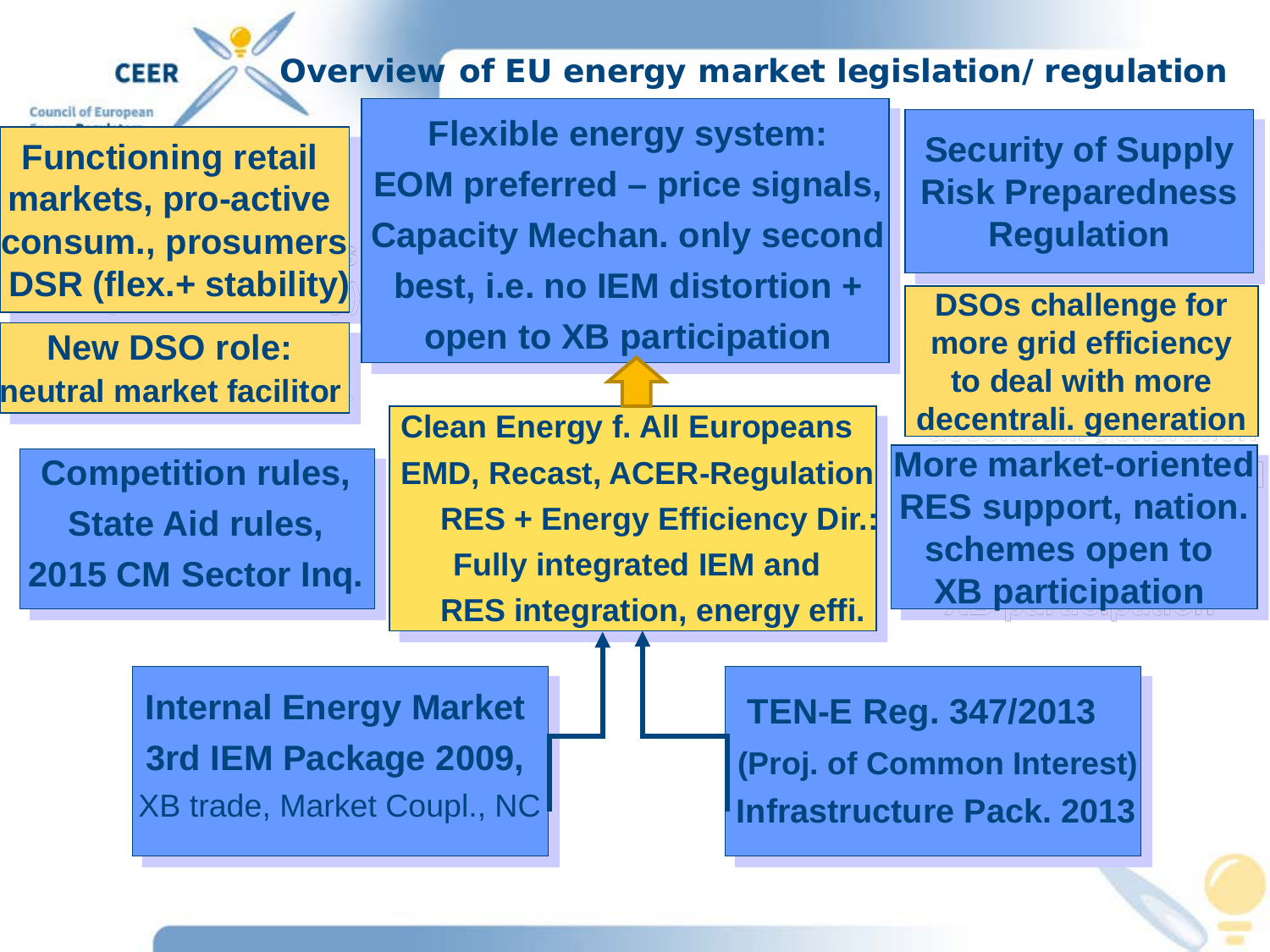# Overview of EU energy market legislation/ regulation

**Functioning retail markets, pro-active consum., prosumers DSR (flex.+ stability)**

**New DSO role: neutral market facilitor**

**Flexible energy system: EOM preferred – price signals, Capacity Mechan. only second best, i.e. no IEM distortion + open to XB participation**

**Security of Supply Risk Preparedness Regulation**

**DSOs challenge for more grid efficiency to deal with more decentrali. generation**

**Competition rules, State Aid rules, 2015 CM Sector Inq.**

**Clean Energy f. All Europeans EMD, Recast, ACER-Regulation RES + Energy Efficiency Dir.: Fully integrated IEM and RES integration, energy effi.**

**More market-oriented RES support, nation. schemes open to XB participation**

**Internal Energy Market 3rd IEM Package 2009,** XB trade, Market Coupl., NC

**TEN-E Reg. 347/2013 (Proj. of Common Interest) Infrastructure Pack. 2013**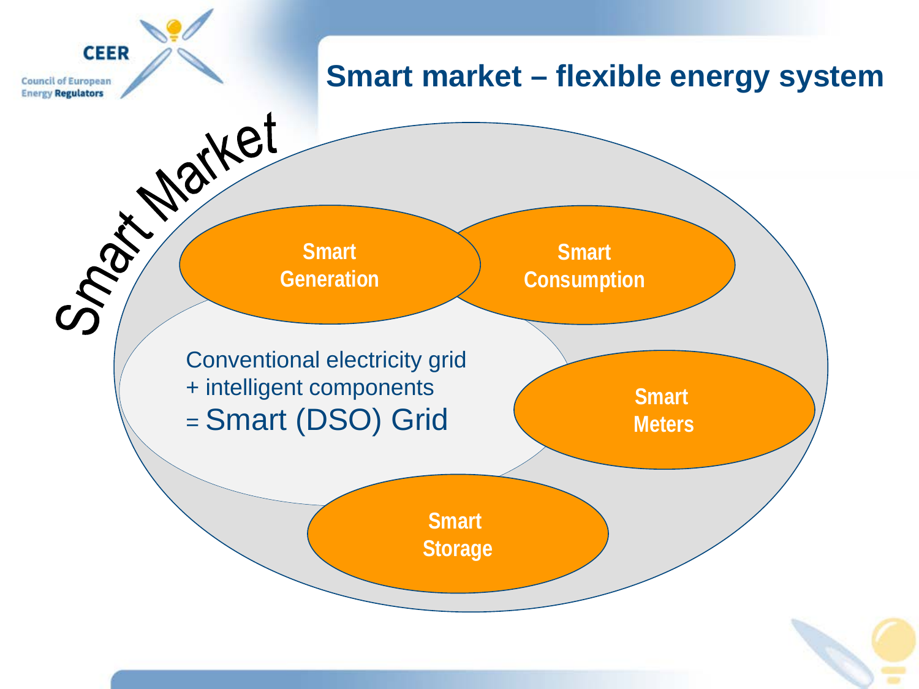# Smart market – flexible energy system

Smart Market

Smart Generation

Smart Consumption

Conventional electricity grid
+ intelligent components
= Smart (DSO) Grid

Smart Meters

Smart Storage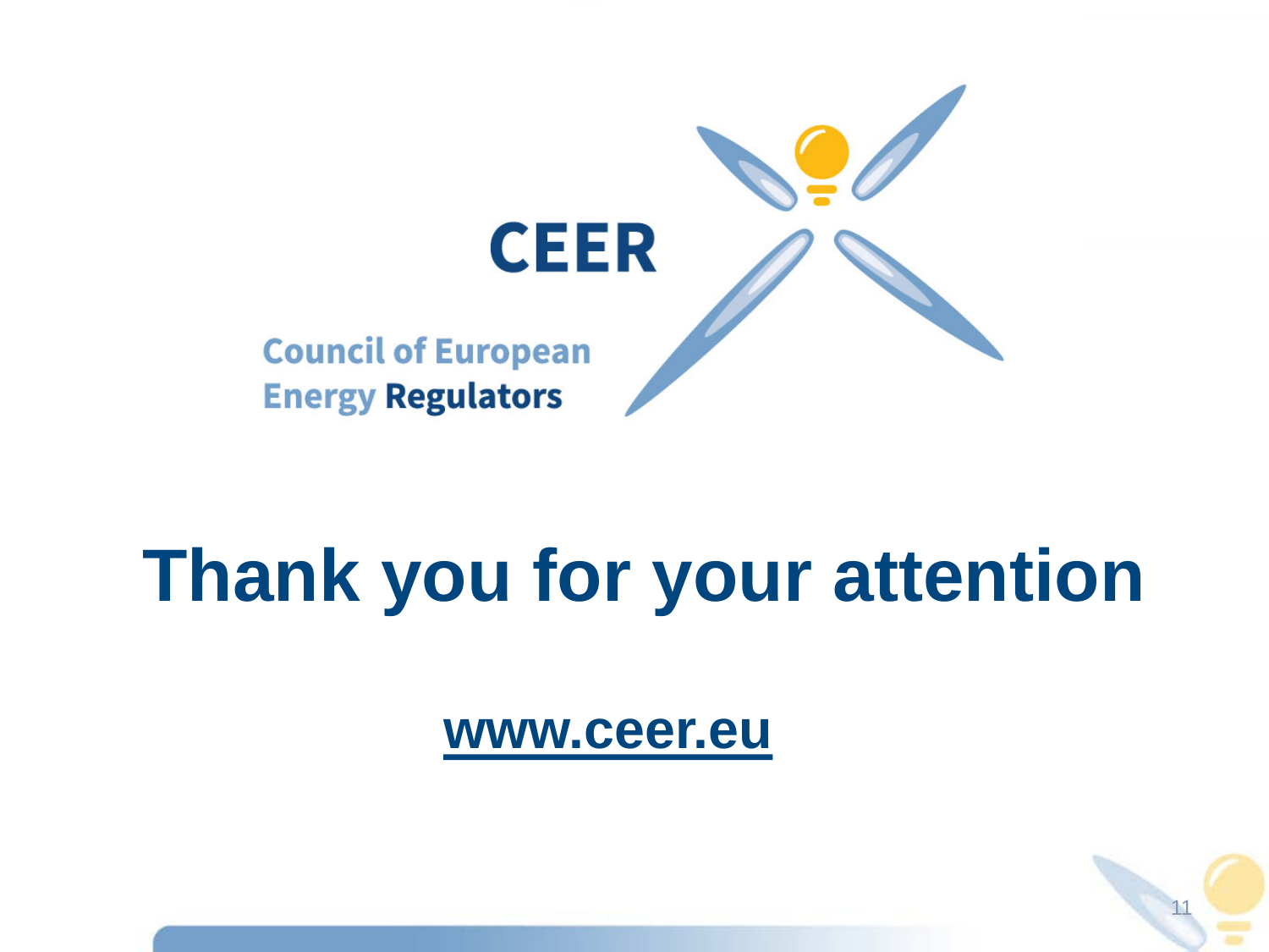CEER

Council of European Energy Regulators

# Thank you for your attention

**www.ceer.eu**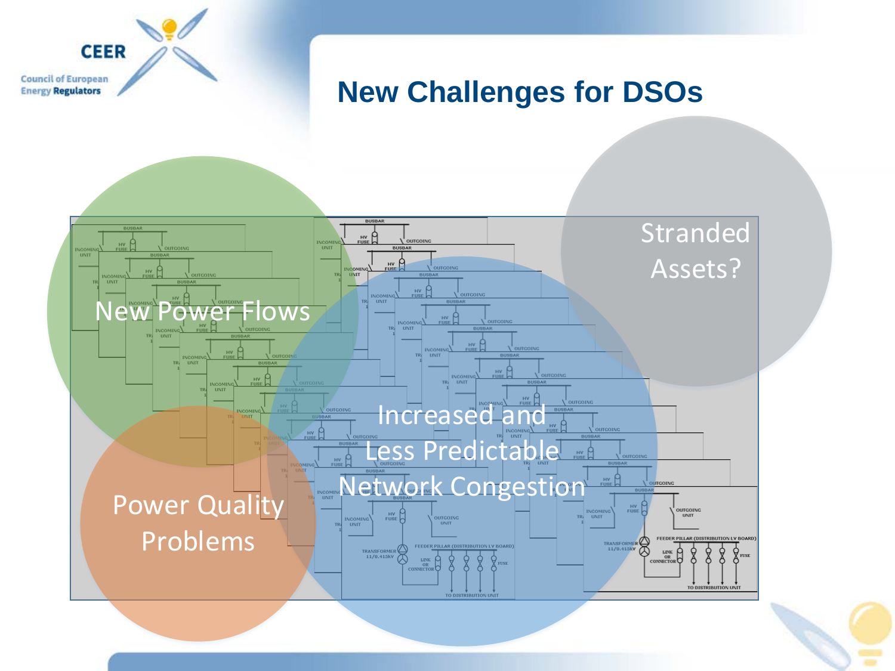# New Challenges for DSOs

New Power Flows

Stranded Assets?

Increased and Less Predictable Network Congestion

Power Quality Problems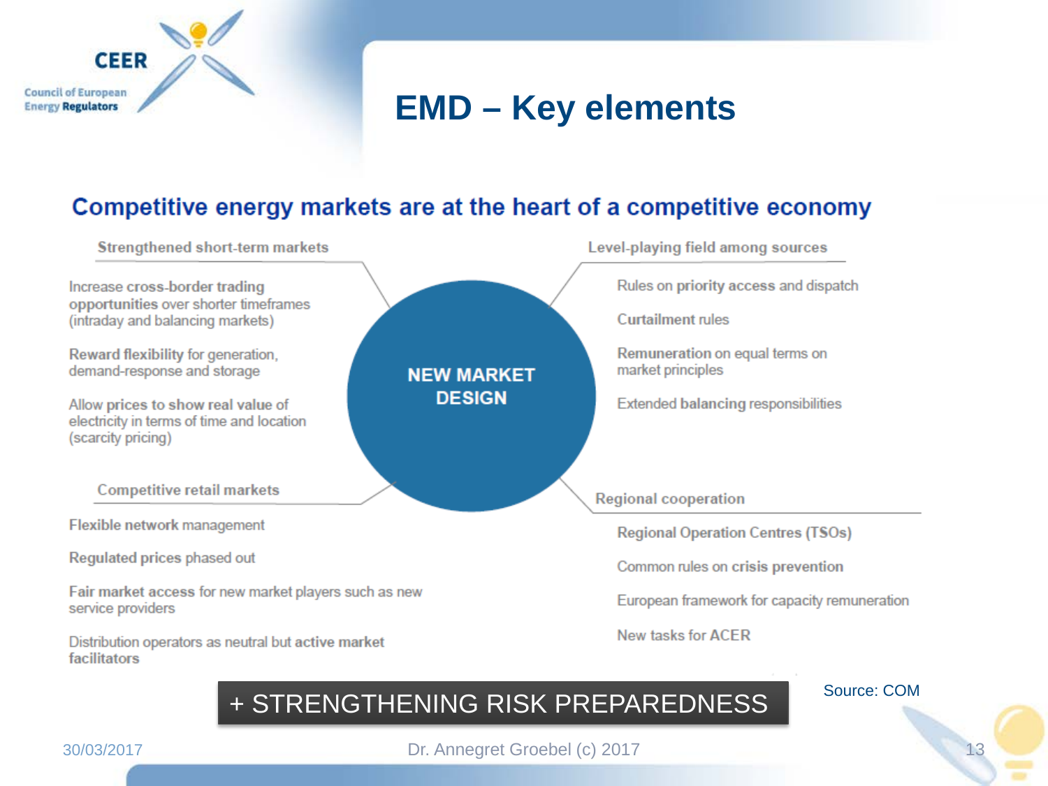# EMD – Key elements

## Competitive energy markets are at the heart of a competitive economy

**NEW MARKET DESIGN**

### Strengthened short-term markets

- Increase **cross-border trading opportunities** over shorter timeframes (intraday and balancing markets)
- **Reward flexibility** for generation, demand-response and storage
- Allow prices to show real value of electricity in terms of time and location (scarcity pricing)

### Level-playing field among sources

- Rules on **priority access and dispatch**
- **Curtailment** rules
- **Remuneration** on equal terms on market principles
- Extended **balancing responsibilities**

### Competitive retail markets

- Flexible **network** management
- **Regulated prices** phased out
- **Fair market access** for new market players such as new service providers
- Distribution operators as neutral but **active market facilitators**

### Regional cooperation

- **Regional Operation Centres** (TSOs)
- Common rules on **crisis prevention**
- European framework for capacity remuneration
- New tasks for **ACER**

**+ STRENGTHENING RISK PREPAREDNESS**

Source: COM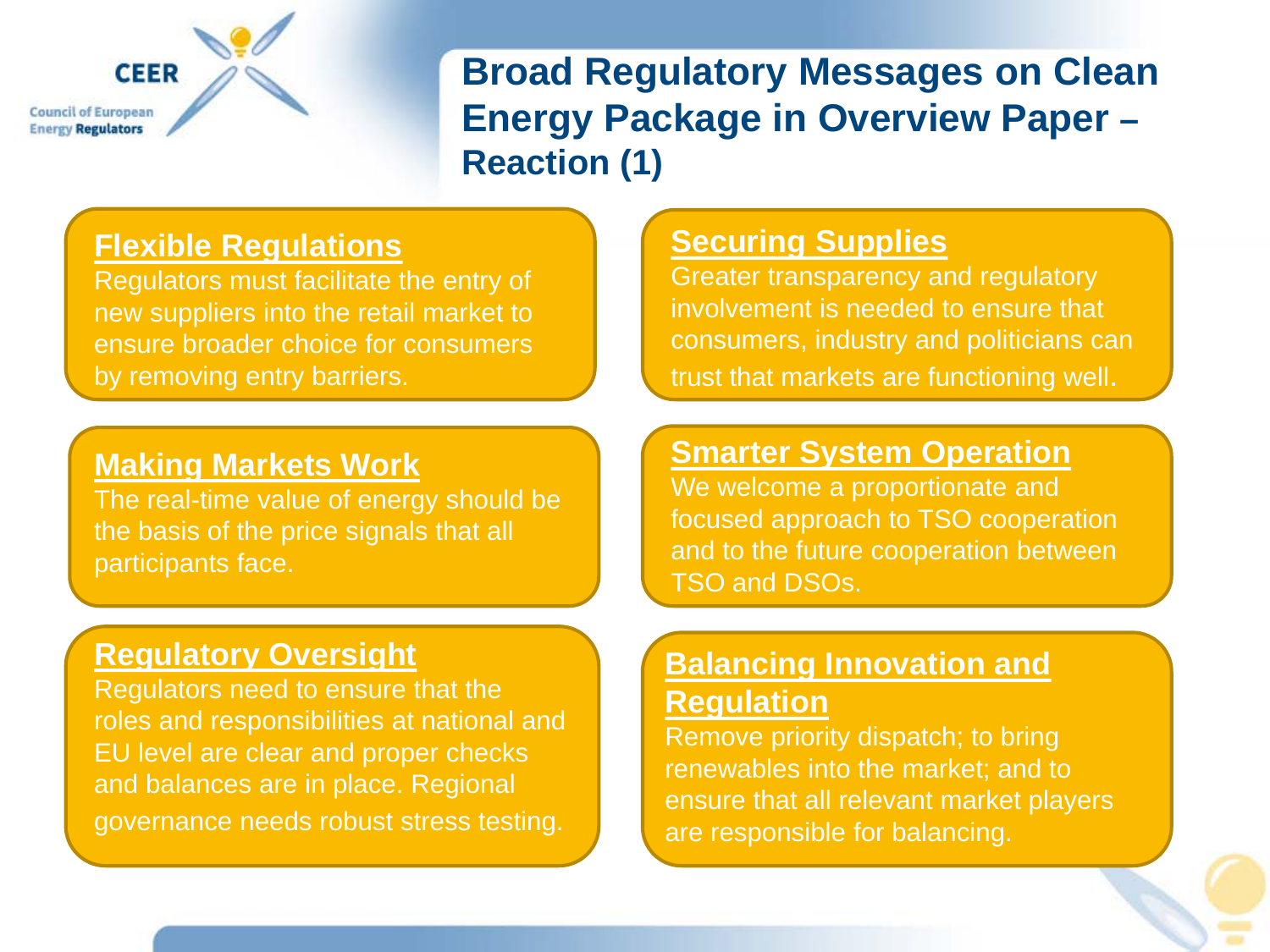# Broad Regulatory Messages on Clean Energy Package in Overview Paper – Reaction (1)

## Flexible Regulations

Regulators must facilitate the entry of new suppliers into the retail market to ensure broader choice for consumers by removing entry barriers.

## Making Markets Work

The real-time value of energy should be the basis of the price signals that all participants face.

## Regulatory Oversight

Regulators need to ensure that the roles and responsibilities at national and EU level are clear and proper checks and balances are in place. Regional governance needs robust stress testing.

## Securing Supplies

Greater transparency and regulatory involvement is needed to ensure that consumers, industry and politicians can trust that markets are functioning well.

## Smarter System Operation

We welcome a proportionate and focused approach to TSO cooperation and to the future cooperation between TSO and DSOs.

## Balancing Innovation and Regulation

Remove priority dispatch; to bring renewables into the market; and to ensure that all relevant market players are responsible for balancing.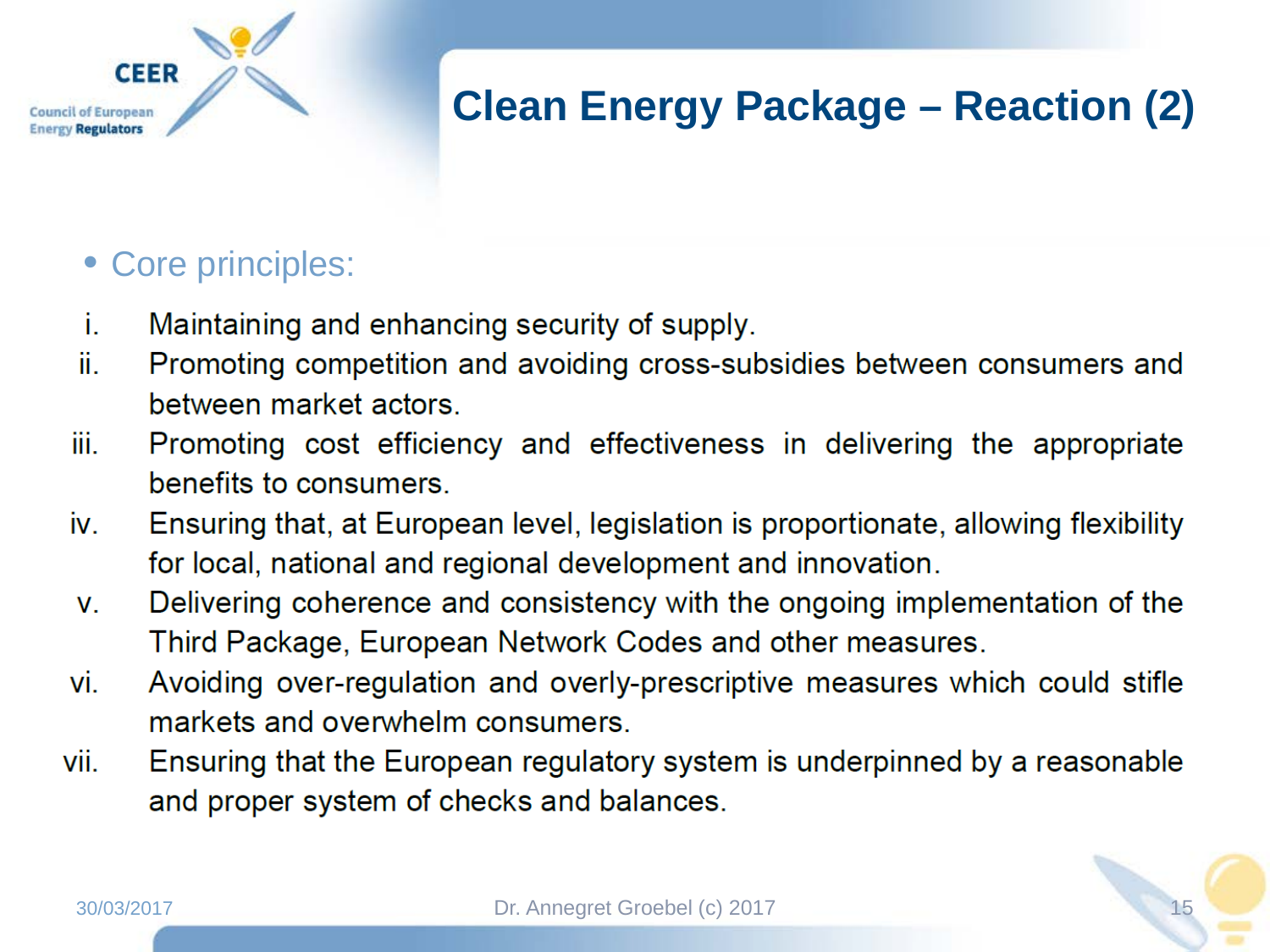# Clean Energy Package – Reaction (2)

- Core principles:

i. Maintaining and enhancing security of supply.

ii. Promoting competition and avoiding cross-subsidies between consumers and between market actors.

iii. Promoting cost efficiency and effectiveness in delivering the appropriate benefits to consumers.

iv. Ensuring that, at European level, legislation is proportionate, allowing flexibility for local, national and regional development and innovation.

v. Delivering coherence and consistency with the ongoing implementation of the Third Package, European Network Codes and other measures.

vi. Avoiding over-regulation and overly-prescriptive measures which could stifle markets and overwhelm consumers.

vii. Ensuring that the European regulatory system is underpinned by a reasonable and proper system of checks and balances.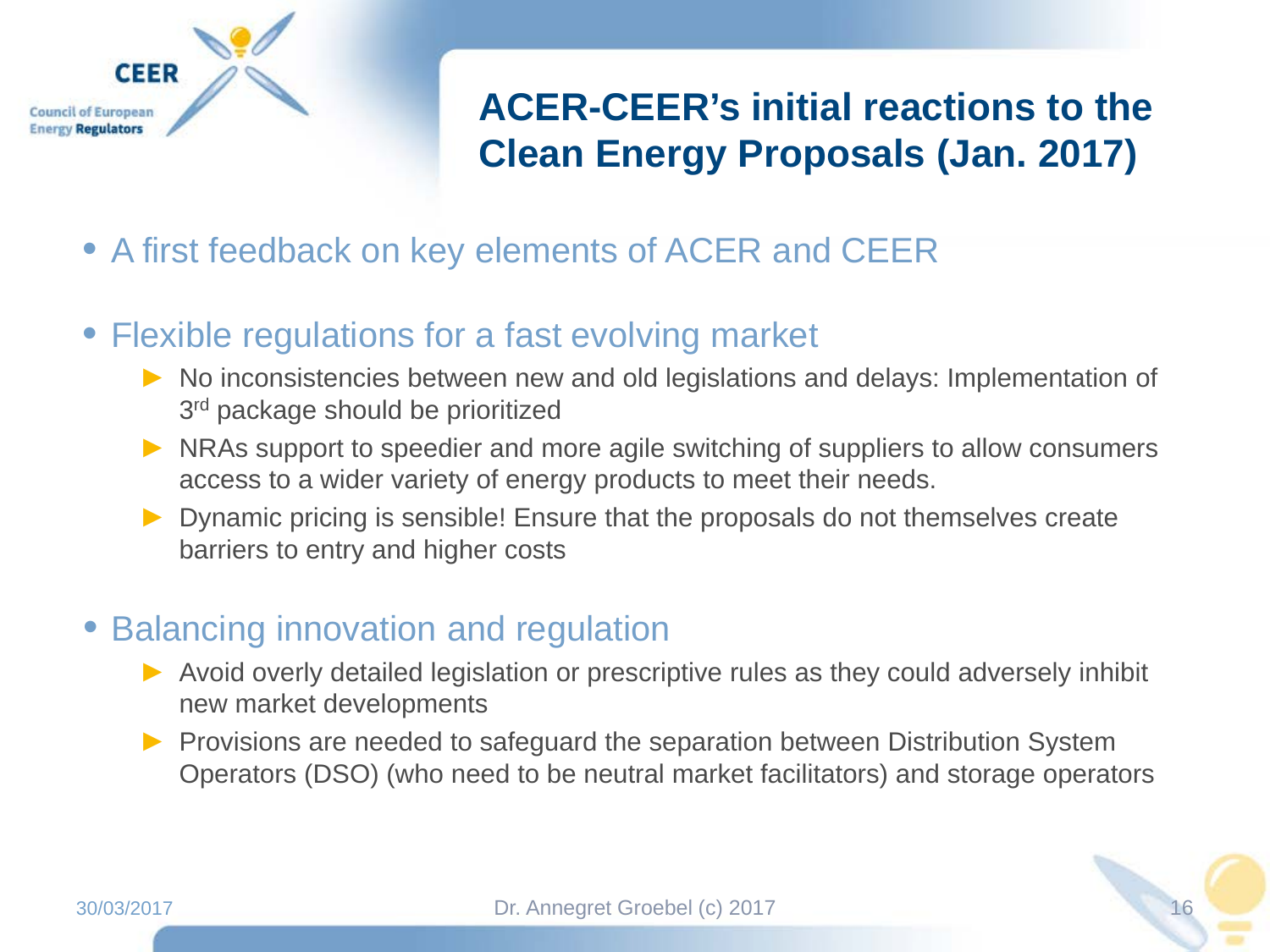# ACER-CEER's initial reactions to the Clean Energy Proposals (Jan. 2017)

- A first feedback on key elements of ACER and CEER
- Flexible regulations for a fast evolving market
  - No inconsistencies between new and old legislations and delays: Implementation of 3rd package should be prioritized
  - NRAs support to speedier and more agile switching of suppliers to allow consumers access to a wider variety of energy products to meet their needs.
  - Dynamic pricing is sensible! Ensure that the proposals do not themselves create barriers to entry and higher costs
- Balancing innovation and regulation
  - Avoid overly detailed legislation or prescriptive rules as they could adversely inhibit new market developments
  - Provisions are needed to safeguard the separation between Distribution System Operators (DSO) (who need to be neutral market facilitators) and storage operators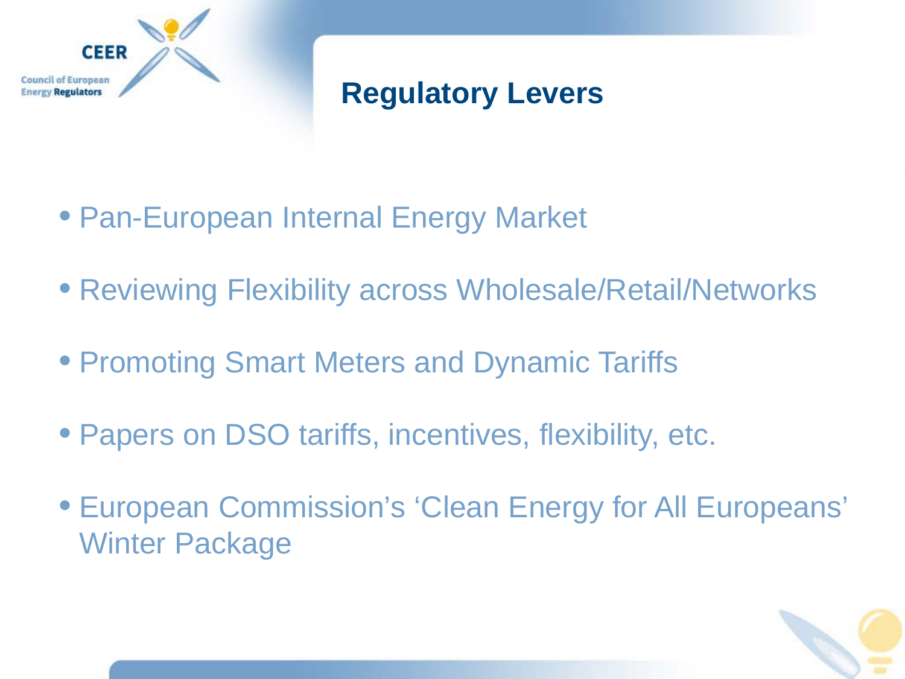# Regulatory Levers

- Pan-European Internal Energy Market
- Reviewing Flexibility across Wholesale/Retail/Networks
- Promoting Smart Meters and Dynamic Tariffs
- Papers on DSO tariffs, incentives, flexibility, etc.
- European Commission's 'Clean Energy for All Europeans' Winter Package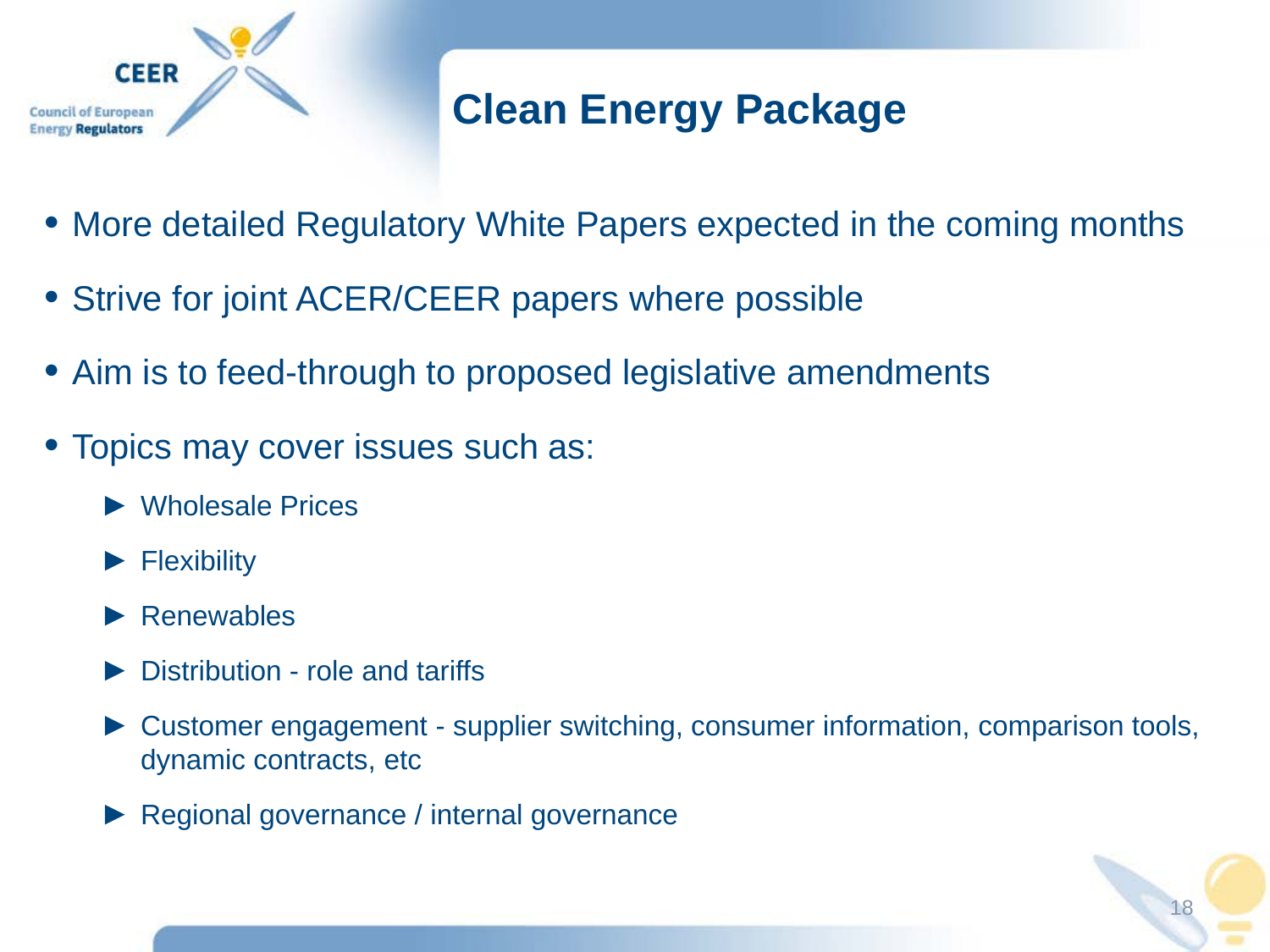# Clean Energy Package

- More detailed Regulatory White Papers expected in the coming months
- Strive for joint ACER/CEER papers where possible
- Aim is to feed-through to proposed legislative amendments
- Topics may cover issues such as:
  - Wholesale Prices
  - Flexibility
  - Renewables
  - Distribution - role and tariffs
  - Customer engagement - supplier switching, consumer information, comparison tools, dynamic contracts, etc
  - Regional governance / internal governance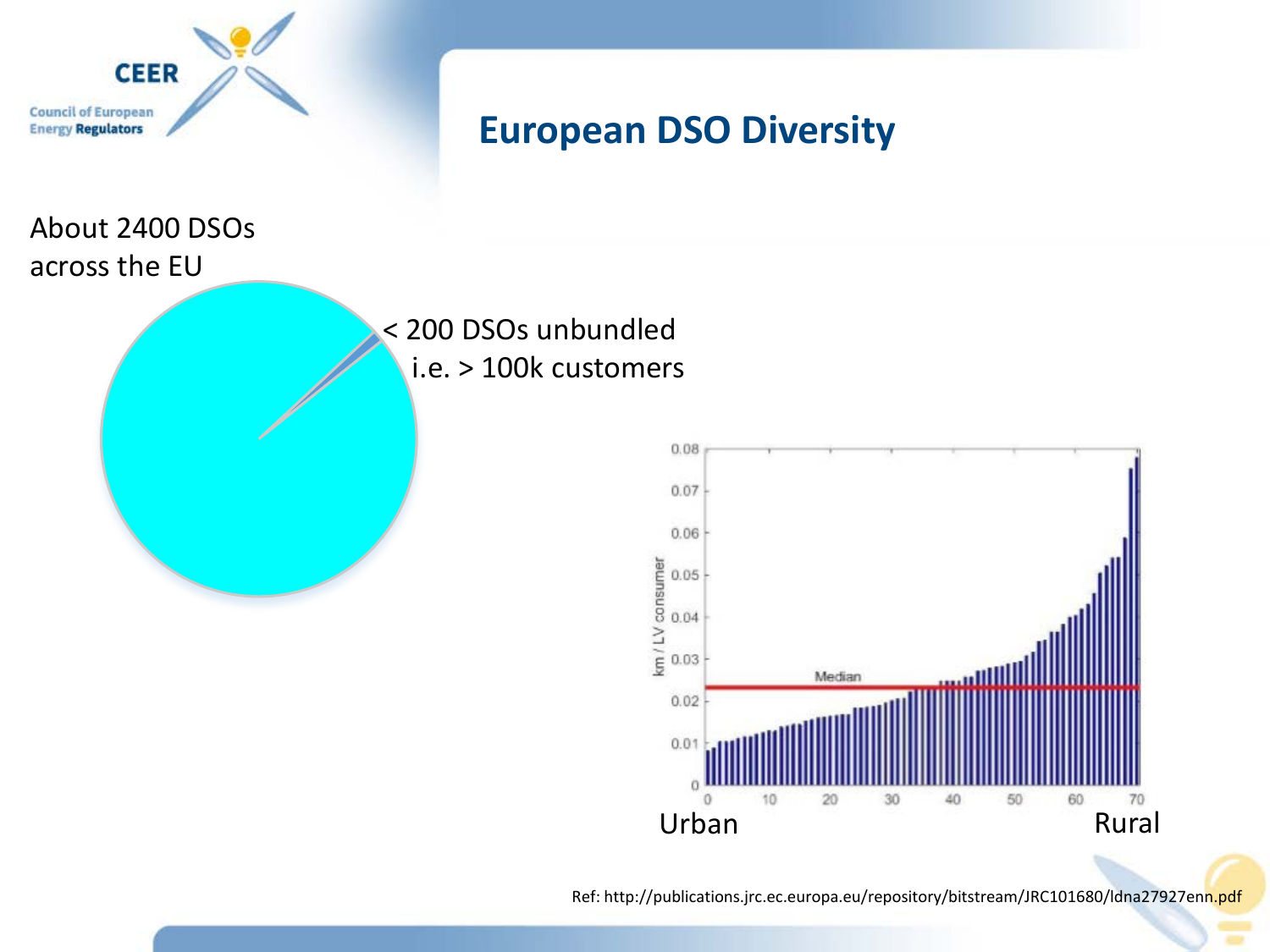# European DSO Diversity

About 2400 DSOs across the EU

< 200 DSOs unbundled i.e. > 100k customers

Urban

Rural

Ref: http://publications.jrc.ec.europa.eu/repository/bitstream/JRC101680/ldna27927enn.pdf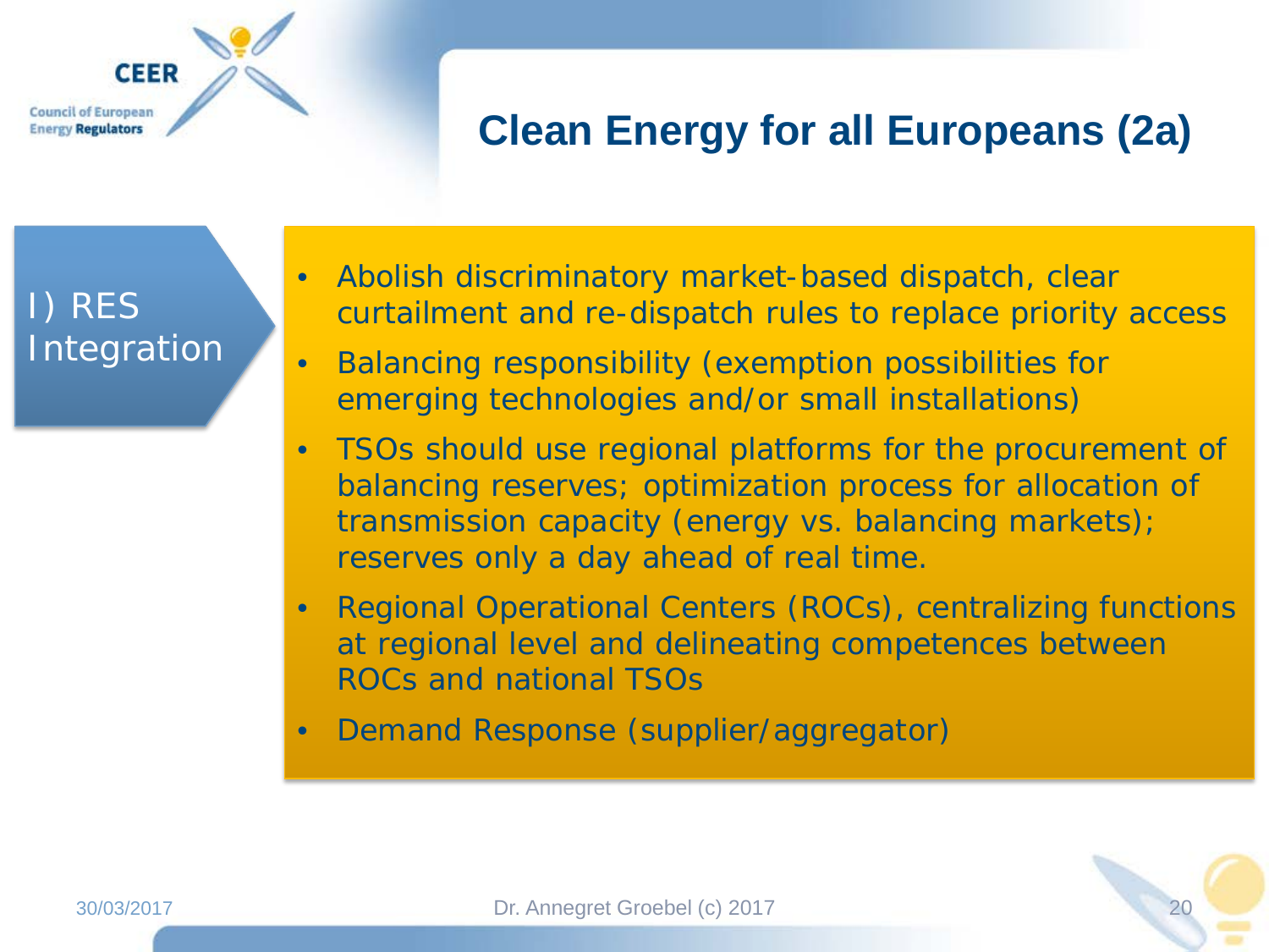# Clean Energy for all Europeans (2a)

## I) RES Integration

- Abolish discriminatory market-based dispatch, clear curtailment and re-dispatch rules to replace priority access
- Balancing responsibility (exemption possibilities for emerging technologies and/or small installations)
- TSOs should use regional platforms for the procurement of balancing reserves; optimization process for allocation of transmission capacity (energy vs. balancing markets); reserves only a day ahead of real time.
- Regional Operational Centers (ROCs), centralizing functions at regional level and delineating competences between ROCs and national TSOs
- Demand Response (supplier/aggregator)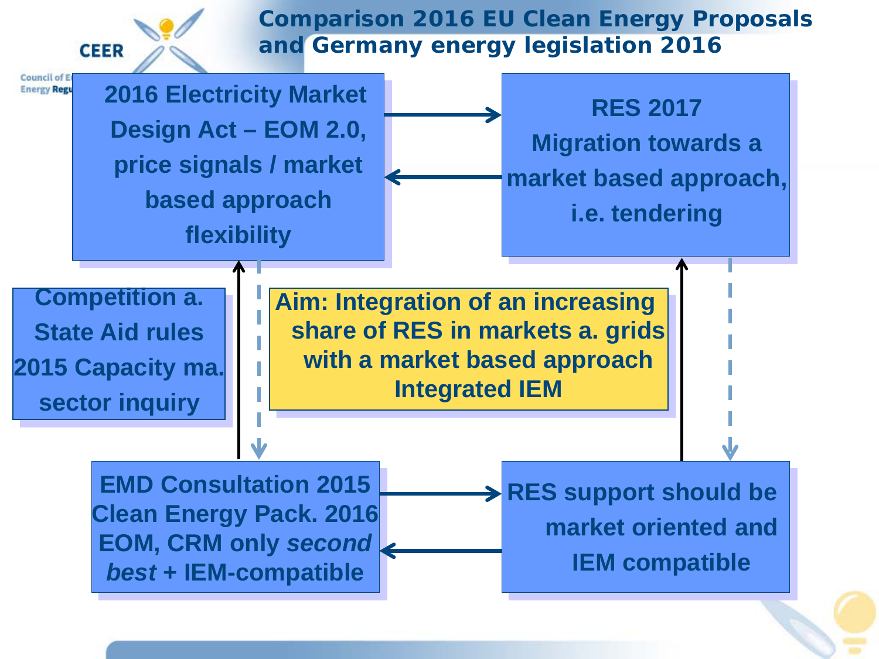# Comparison 2016 EU Clean Energy Proposals and Germany energy legislation 2016

**2016 Electricity Market Design Act – EOM 2.0, price signals / market based approach flexibility**

**RES 2017 Migration towards a market based approach, i.e. tendering**

**Competition a. State Aid rules 2015 Capacity ma. sector inquiry**

**Aim: Integration of an increasing share of RES in markets a. grids with a market based approach Integrated IEM**

**EMD Consultation 2015 Clean Energy Pack. 2016 EOM, CRM only *second best* + IEM-compatible**

**RES support should be market oriented and IEM compatible**